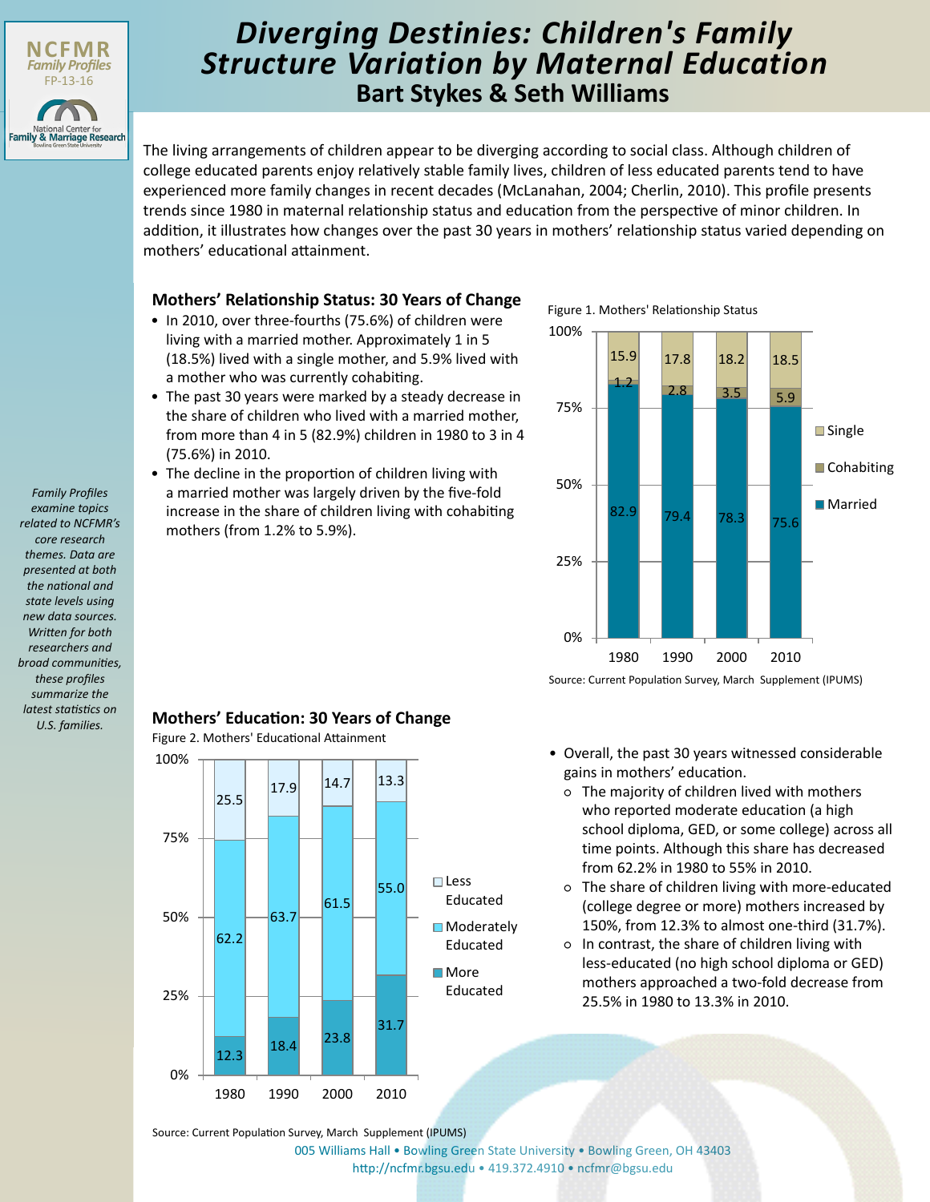NCFMR
*Family Profiles*
FP-13-16

National Center for Family & Marriage Research
Bowling Green State University

# *Diverging Destinies: Children's Family Structure Variation by Maternal Education*

## Bart Stykes & Seth Williams

The living arrangements of children appear to be diverging according to social class. Although children of college educated parents enjoy relatively stable family lives, children of less educated parents tend to have experienced more family changes in recent decades (McLanahan, 2004; Cherlin, 2010). This profile presents trends since 1980 in maternal relationship status and education from the perspective of minor children. In addition, it illustrates how changes over the past 30 years in mothers' relationship status varied depending on mothers' educational attainment.

### Mothers' Relationship Status: 30 Years of Change

- In 2010, over three-fourths (75.6%) of children were living with a married mother. Approximately 1 in 5 (18.5%) lived with a single mother, and 5.9% lived with a mother who was currently cohabiting.
- The past 30 years were marked by a steady decrease in the share of children who lived with a married mother, from more than 4 in 5 (82.9%) children in 1980 to 3 in 4 (75.6%) in 2010.
- The decline in the proportion of children living with a married mother was largely driven by the five-fold increase in the share of children living with cohabiting mothers (from 1.2% to 5.9%).

Figure 1. Mothers' Relationship Status

| | 1980 | 1990 | 2000 | 2010 |
|---|---|---|---|---|
| Single | 15.9 | 17.8 | 18.2 | 18.5 |
| Cohabiting | 1.2 | 2.8 | 3.5 | 5.9 |
| Married | 82.9 | 79.4 | 78.3 | 75.6 |

Source: Current Population Survey, March Supplement (IPUMS)

*Family Profiles examine topics related to NCFMR's core research themes. Data are presented at both the national and state levels using new data sources. Written for both researchers and broad communities, these profiles summarize the latest statistics on U.S. families.*

### Mothers' Education: 30 Years of Change

Figure 2. Mothers' Educational Attainment

| | 1980 | 1990 | 2000 | 2010 |
|---|---|---|---|---|
| Less Educated | 25.5 | 17.9 | 14.7 | 13.3 |
| Moderately Educated | 62.2 | 63.7 | 61.5 | 55.0 |
| More Educated | 12.3 | 18.4 | 23.8 | 31.7 |

Source: Current Population Survey, March Supplement (IPUMS)

- Overall, the past 30 years witnessed considerable gains in mothers' education.
  - The majority of children lived with mothers who reported moderate education (a high school diploma, GED, or some college) across all time points. Although this share has decreased from 62.2% in 1980 to 55% in 2010.
  - The share of children living with more-educated (college degree or more) mothers increased by 150%, from 12.3% to almost one-third (31.7%).
  - In contrast, the share of children living with less-educated (no high school diploma or GED) mothers approached a two-fold decrease from 25.5% in 1980 to 13.3% in 2010.

005 Williams Hall • Bowling Green State University • Bowling Green, OH 43403
http://ncfmr.bgsu.edu • 419.372.4910 • ncfmr@bgsu.edu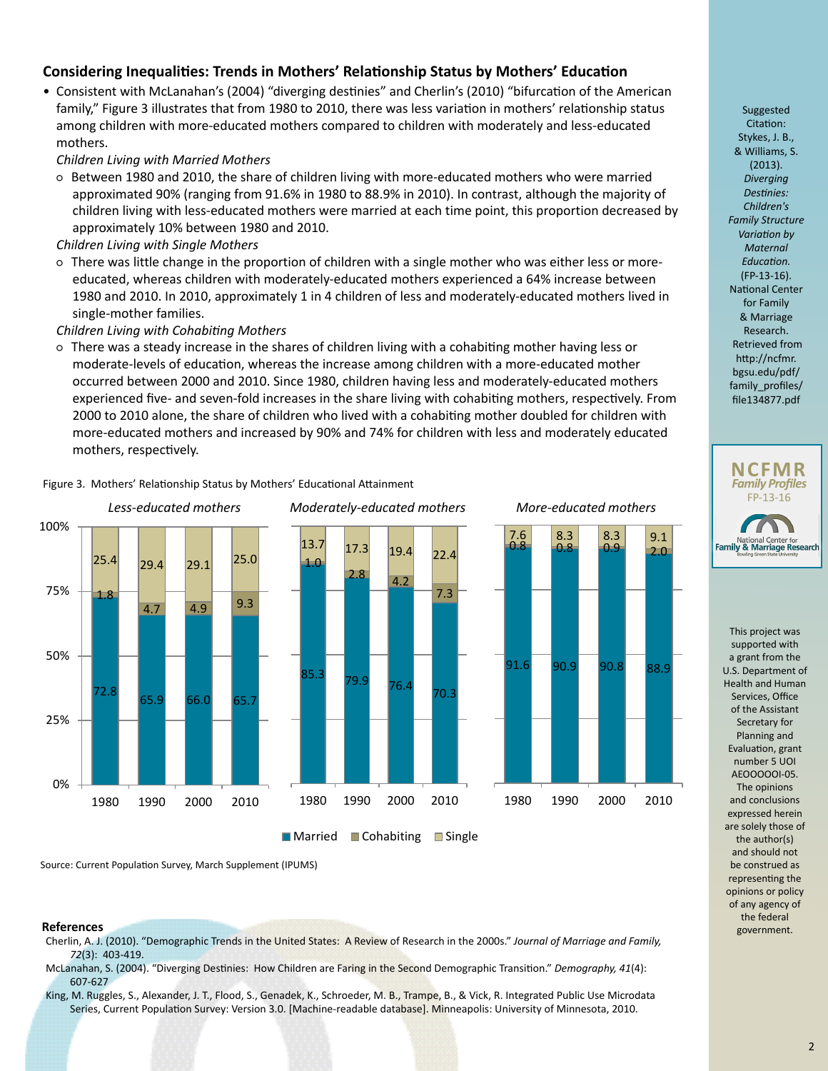## Considering Inequalities: Trends in Mothers' Relationship Status by Mothers' Education

- Consistent with McLanahan's (2004) "diverging destinies" and Cherlin's (2010) "bifurcation of the American family," Figure 3 illustrates that from 1980 to 2010, there was less variation in mothers' relationship status among children with more-educated mothers compared to children with moderately and less-educated mothers.

  *Children Living with Married Mothers*

  - Between 1980 and 2010, the share of children living with more-educated mothers who were married approximated 90% (ranging from 91.6% in 1980 to 88.9% in 2010). In contrast, although the majority of children living with less-educated mothers were married at each time point, this proportion decreased by approximately 10% between 1980 and 2010.

  *Children Living with Single Mothers*

  - There was little change in the proportion of children with a single mother who was either less or more-educated, whereas children with moderately-educated mothers experienced a 64% increase between 1980 and 2010. In 2010, approximately 1 in 4 children of less and moderately-educated mothers lived in single-mother families.

  *Children Living with Cohabiting Mothers*

  - There was a steady increase in the shares of children living with a cohabiting mother having less or moderate-levels of education, whereas the increase among children with a more-educated mother occurred between 2000 and 2010. Since 1980, children having less and moderately-educated mothers experienced five- and seven-fold increases in the share living with cohabiting mothers, respectively. From 2000 to 2010 alone, the share of children who lived with a cohabiting mother doubled for children with more-educated mothers and increased by 90% and 74% for children with less and moderately educated mothers, respectively.

Figure 3. Mothers' Relationship Status by Mothers' Educational Attainment

*Less-educated mothers*

1980: 72.8, 1.8, 25.4
1990: 65.9, 4.7, 29.4
2000: 66.0, 4.9, 29.1
2010: 65.7, 9.3, 25.0

*Moderately-educated mothers*

1980: 85.3, 1.0, 13.7
1990: 79.9, 2.8, 17.3
2000: 76.4, 4.2, 19.4
2010: 70.3, 7.3, 22.4

*More-educated mothers*

1980: 91.6, 0.8, 7.6
1990: 90.9, 0.8, 8.3
2000: 90.8, 0.9, 8.3
2010: 88.9, 2.0, 9.1

0% 25% 50% 75% 100%

Married, Cohabiting, Single

Source: Current Population Survey, March Supplement (IPUMS)

### References

Cherlin, A. J. (2010). "Demographic Trends in the United States: A Review of Research in the 2000s." *Journal of Marriage and Family, 72*(3): 403-419.

McLanahan, S. (2004). "Diverging Destinies: How Children are Faring in the Second Demographic Transition." *Demography, 41*(4): 607-627

King, M. Ruggles, S., Alexander, J. T., Flood, S., Genadek, K., Schroeder, M. B., Trampe, B., & Vick, R. Integrated Public Use Microdata Series, Current Population Survey: Version 3.0. [Machine-readable database]. Minneapolis: University of Minnesota, 2010.

Suggested Citation: Stykes, J. B., & Williams, S. (2013). *Diverging Destinies: Children's Family Structure Variation by Maternal Education.* (FP-13-16). National Center for Family & Marriage Research. Retrieved from http://ncfmr.bgsu.edu/pdf/family_profiles/file134877.pdf

**NCFMR** *Family Profiles* FP-13-16

National Center for Family & Marriage Research, Bowling Green State University

This project was supported with a grant from the U.S. Department of Health and Human Services, Office of the Assistant Secretary for Planning and Evaluation, grant number 5 UOI AEOOOOOI-05. The opinions and conclusions expressed herein are solely those of the author(s) and should not be construed as representing the opinions or policy of any agency of the federal government.